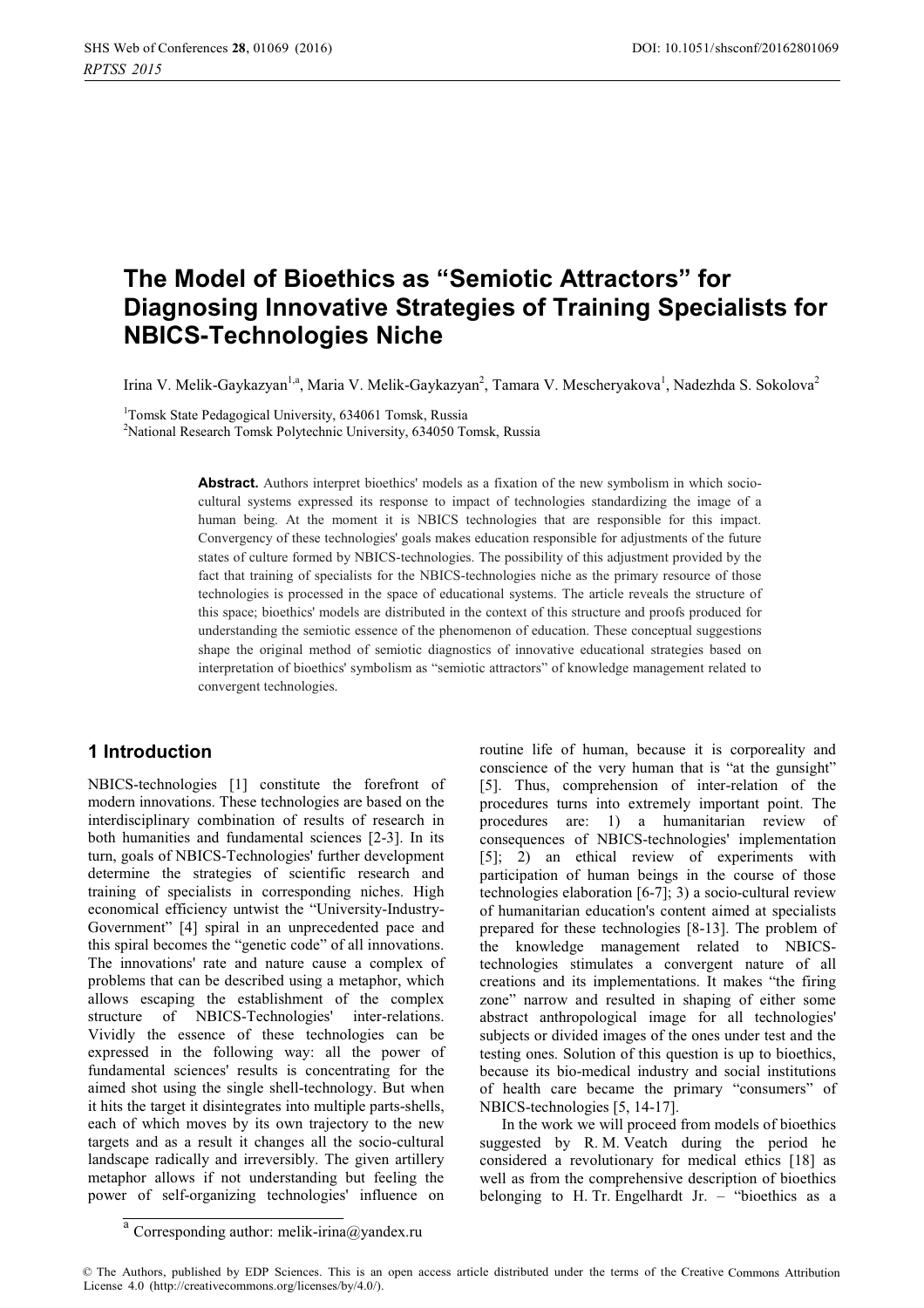# The Model of Bioethics as "Semiotic Attractors" for Diagnosing Innovative Strategies of Training Specialists for NBICS-Technologies Niche

Irina V. Melik-Gaykazyan[1,a], Maria V. Melik-Gaykazyan[2], Tamara V. Mescheryakova[1], Nadezhda S. Sokolova[2]

[1]Tomsk State Pedagogical University, 634061 Tomsk, Russia

[2]National Research Tomsk Polytechnic University, 634050 Tomsk, Russia

**Abstract.** Authors interpret bioethics' models as a fixation of the new symbolism in which socio-cultural systems expressed its response to impact of technologies standardizing the image of a human being. At the moment it is NBICS technologies that are responsible for this impact. Convergency of these technologies' goals makes education responsible for adjustments of the future states of culture formed by NBICS-technologies. The possibility of this adjustment provided by the fact that training of specialists for the NBICS-technologies niche as the primary resource of those technologies is processed in the space of educational systems. The article reveals the structure of this space; bioethics' models are distributed in the context of this structure and proofs produced for understanding the semiotic essence of the phenomenon of education. These conceptual suggestions shape the original method of semiotic diagnostics of innovative educational strategies based on interpretation of bioethics' symbolism as "semiotic attractors" of knowledge management related to convergent technologies.

## 1 Introduction

NBICS-technologies [1] constitute the forefront of modern innovations. These technologies are based on the interdisciplinary combination of results of research in both humanities and fundamental sciences [2-3]. In its turn, goals of NBICS-Technologies' further development determine the strategies of scientific research and training of specialists in corresponding niches. High economical efficiency untwist the "University-Industry-Government" [4] spiral in an unprecedented pace and this spiral becomes the "genetic code" of all innovations. The innovations' rate and nature cause a complex of problems that can be described using a metaphor, which allows escaping the establishment of the complex structure of NBICS-Technologies' inter-relations. Vividly the essence of these technologies can be expressed in the following way: all the power of fundamental sciences' results is concentrating for the aimed shot using the single shell-technology. But when it hits the target it disintegrates into multiple parts-shells, each of which moves by its own trajectory to the new targets and as a result it changes all the socio-cultural landscape radically and irreversibly. The given artillery metaphor allows if not understanding but feeling the power of self-organizing technologies' influence on routine life of human, because it is corporeality and conscience of the very human that is "at the gunsight" [5]. Thus, comprehension of inter-relation of the procedures turns into extremely important point. The procedures are: 1) a humanitarian review of consequences of NBICS-technologies' implementation [5]; 2) an ethical review of experiments with participation of human beings in the course of those technologies elaboration [6-7]; 3) a socio-cultural review of humanitarian education's content aimed at specialists prepared for these technologies [8-13]. The problem of the knowledge management related to NBICS-technologies stimulates a convergent nature of all creations and its implementations. It makes "the firing zone" narrow and resulted in shaping of either some abstract anthropological image for all technologies' subjects or divided images of the ones under test and the testing ones. Solution of this question is up to bioethics, because its bio-medical industry and social institutions of health care became the primary "consumers" of NBICS-technologies [5, 14-17].

In the work we will proceed from models of bioethics suggested by R. M. Veatch during the period he considered a revolutionary for medical ethics [18] as well as from the comprehensive description of bioethics belonging to H. Tr. Engelhardt Jr. – "bioethics as a

[a] Corresponding author: melik-irina@yandex.ru

© The Authors, published by EDP Sciences. This is an open access article distributed under the terms of the Creative Commons Attribution License 4.0 (http://creativecommons.org/licenses/by/4.0/).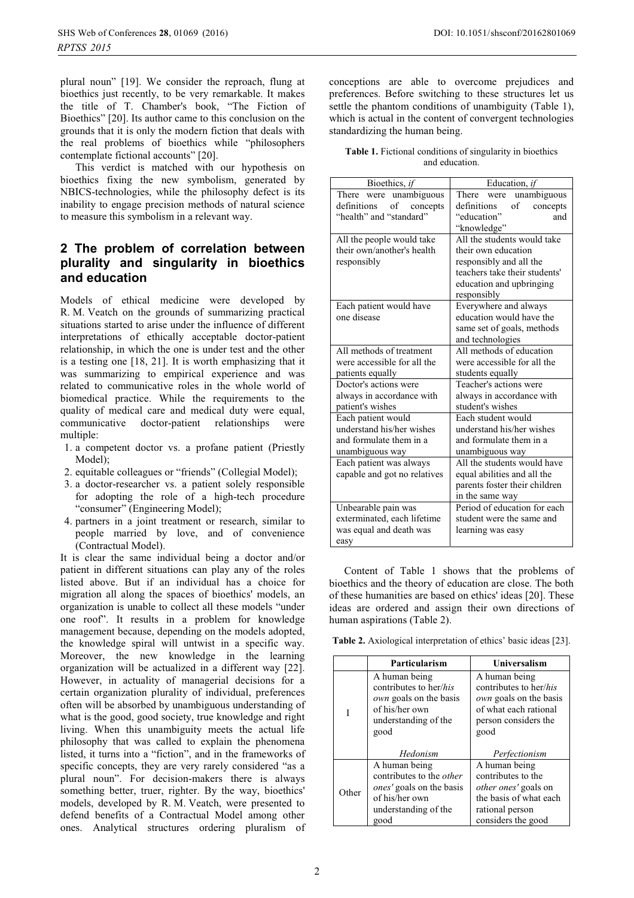plural noun" [19]. We consider the reproach, flung at bioethics just recently, to be very remarkable. It makes the title of T. Chamber's book, "The Fiction of Bioethics" [20]. Its author came to this conclusion on the grounds that it is only the modern fiction that deals with the real problems of bioethics while "philosophers contemplate fictional accounts" [20].

This verdict is matched with our hypothesis on bioethics fixing the new symbolism, generated by NBICS-technologies, while the philosophy defect is its inability to engage precision methods of natural science to measure this symbolism in a relevant way.

## 2 The problem of correlation between plurality and singularity in bioethics and education

Models of ethical medicine were developed by R. M. Veatch on the grounds of summarizing practical situations started to arise under the influence of different interpretations of ethically acceptable doctor-patient relationship, in which the one is under test and the other is a testing one [18, 21]. It is worth emphasizing that it was summarizing to empirical experience and was related to communicative roles in the whole world of biomedical practice. While the requirements to the quality of medical care and medical duty were equal, communicative doctor-patient relationships were multiple:

1. a competent doctor vs. a profane patient (Priestly Model);
2. equitable colleagues or "friends" (Collegial Model);
3. a doctor-researcher vs. a patient solely responsible for adopting the role of a high-tech procedure "consumer" (Engineering Model);
4. partners in a joint treatment or research, similar to people married by love, and of convenience (Contractual Model).

It is clear the same individual being a doctor and/or patient in different situations can play any of the roles listed above. But if an individual has a choice for migration all along the spaces of bioethics' models, an organization is unable to collect all these models "under one roof". It results in a problem for knowledge management because, depending on the models adopted, the knowledge spiral will untwist in a specific way. Moreover, the new knowledge in the learning organization will be actualized in a different way [22]. However, in actuality of managerial decisions for a certain organization plurality of individual, preferences often will be absorbed by unambiguous understanding of what is the good, good society, true knowledge and right living. When this unambiguity meets the actual life philosophy that was called to explain the phenomena listed, it turns into a "fiction", and in the frameworks of specific concepts, they are very rarely considered "as a plural noun". For decision-makers there is always something better, truer, righter. By the way, bioethics' models, developed by R. M. Veatch, were presented to defend benefits of a Contractual Model among other ones. Analytical structures ordering pluralism of conceptions are able to overcome prejudices and preferences. Before switching to these structures let us settle the phantom conditions of unambiguity (Table 1), which is actual in the content of convergent technologies standardizing the human being.

**Table 1.** Fictional conditions of singularity in bioethics and education.

| Bioethics, *if* | Education, *if* |
|---|---|
| There were unambiguous definitions of concepts "health" and "standard" | There were unambiguous definitions of concepts "education" and "knowledge" |
| All the people would take their own/another's health responsibly | All the students would take their own education responsibly and all the teachers take their students' education and upbringing responsibly |
| Each patient would have one disease | Everywhere and always education would have the same set of goals, methods and technologies |
| All methods of treatment were accessible for all the patients equally | All methods of education were accessible for all the students equally |
| Doctor's actions were always in accordance with patient's wishes | Teacher's actions were always in accordance with student's wishes |
| Each patient would understand his/her wishes and formulate them in a unambiguous way | Each student would understand his/her wishes and formulate them in a unambiguous way |
| Each patient was always capable and got no relatives | All the students would have equal abilities and all the parents foster their children in the same way |
| Unbearable pain was exterminated, each lifetime was equal and death was easy | Period of education for each student were the same and learning was easy |

Content of Table 1 shows that the problems of bioethics and the theory of education are close. The both of these humanities are based on ethics' ideas [20]. These ideas are ordered and assign their own directions of human aspirations (Table 2).

**Table 2.** Axiological interpretation of ethics' basic ideas [23].

| | **Particularism** | **Universalism** |
|---|---|---|
| I | A human being contributes to her/*his own* goals on the basis of his/her own understanding of the good<br><br>*Hedonism* | A human being contributes to her/*his own* goals on the basis of what each rational person considers the good<br><br>*Perfectionism* |
| Other | A human being contributes to the *other ones'* goals on the basis of his/her own understanding of the good | A human being contributes to the *other ones'* goals on the basis of what each rational person considers the good |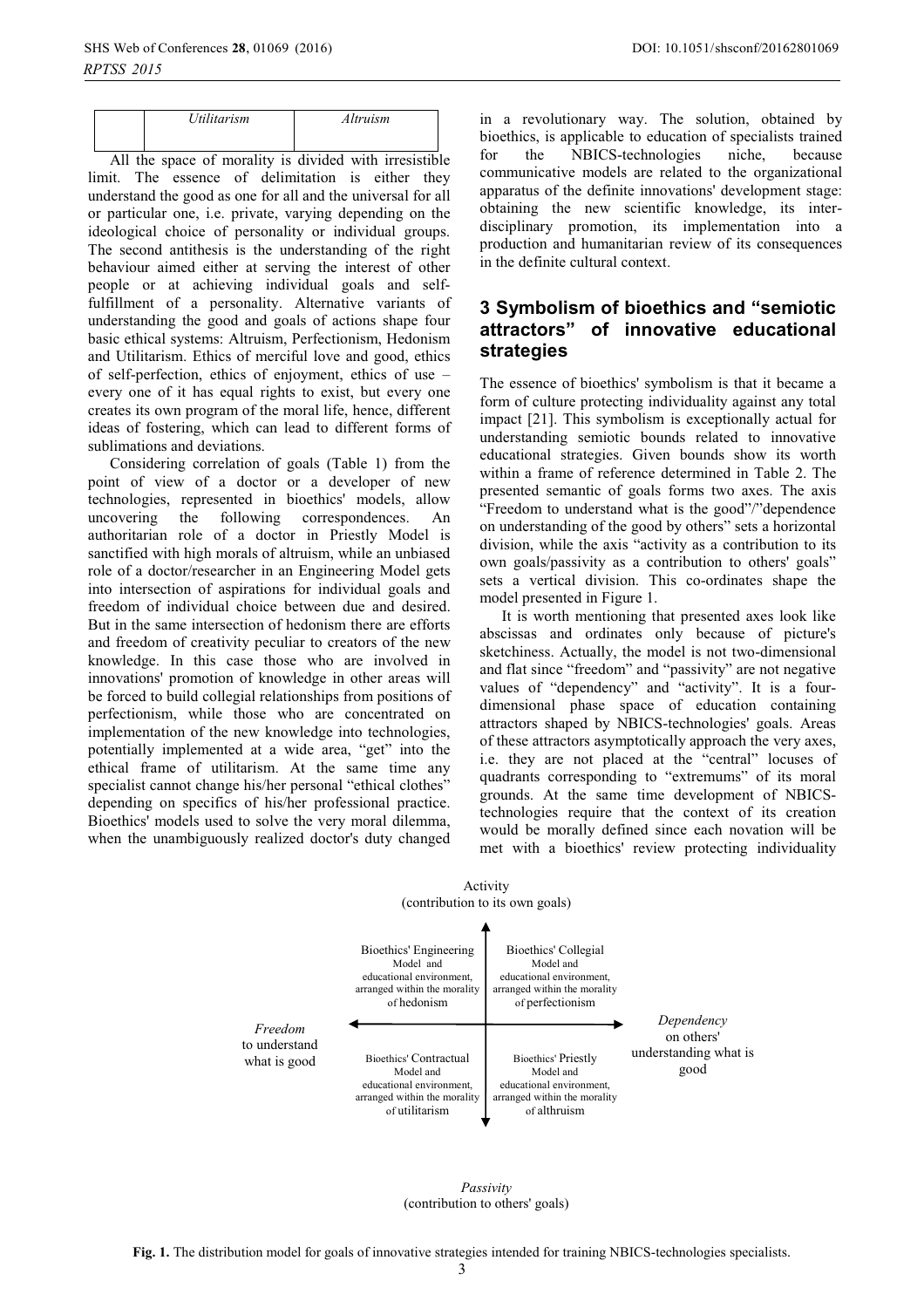| | Utilitarism | Altruism |
|---|---|---|
| | | |

All the space of morality is divided with irresistible limit. The essence of delimitation is either they understand the good as one for all and the universal for all or particular one, i.e. private, varying depending on the ideological choice of personality or individual groups. The second antithesis is the understanding of the right behaviour aimed either at serving the interest of other people or at achieving individual goals and self-fulfillment of a personality. Alternative variants of understanding the good and goals of actions shape four basic ethical systems: Altruism, Perfectionism, Hedonism and Utilitarism. Ethics of merciful love and good, ethics of self-perfection, ethics of enjoyment, ethics of use – every one of it has equal rights to exist, but every one creates its own program of the moral life, hence, different ideas of fostering, which can lead to different forms of sublimations and deviations.

Considering correlation of goals (Table 1) from the point of view of a doctor or a developer of new technologies, represented in bioethics' models, allow uncovering the following correspondences. An authoritarian role of a doctor in Priestly Model is sanctified with high morals of altruism, while an unbiased role of a doctor/researcher in an Engineering Model gets into intersection of aspirations for individual goals and freedom of individual choice between due and desired. But in the same intersection of hedonism there are efforts and freedom of creativity peculiar to creators of the new knowledge. In this case those who are involved in innovations' promotion of knowledge in other areas will be forced to build collegial relationships from positions of perfectionism, while those who are concentrated on implementation of the new knowledge into technologies, potentially implemented at a wide area, "get" into the ethical frame of utilitarism. At the same time any specialist cannot change his/her personal "ethical clothes" depending on specifics of his/her professional practice. Bioethics' models used to solve the very moral dilemma, when the unambiguously realized doctor's duty changed in a revolutionary way. The solution, obtained by bioethics, is applicable to education of specialists trained for the NBICS-technologies niche, because communicative models are related to the organizational apparatus of the definite innovations' development stage: obtaining the new scientific knowledge, its inter-disciplinary promotion, its implementation into a production and humanitarian review of its consequences in the definite cultural context.

## 3 Symbolism of bioethics and "semiotic attractors" of innovative educational strategies

The essence of bioethics' symbolism is that it became a form of culture protecting individuality against any total impact [21]. This symbolism is exceptionally actual for understanding semiotic bounds related to innovative educational strategies. Given bounds show its worth within a frame of reference determined in Table 2. The presented semantic of goals forms two axes. The axis "Freedom to understand what is the good"/"dependence on understanding of the good by others" sets a horizontal division, while the axis "activity as a contribution to its own goals/passivity as a contribution to others' goals" sets a vertical division. This co-ordinates shape the model presented in Figure 1.

It is worth mentioning that presented axes look like abscissas and ordinates only because of picture's sketchiness. Actually, the model is not two-dimensional and flat since "freedom" and "passivity" are not negative values of "dependency" and "activity". It is a four-dimensional phase space of education containing attractors shaped by NBICS-technologies' goals. Areas of these attractors asymptotically approach the very axes, i.e. they are not placed at the "central" locuses of quadrants corresponding to "extremums" of its moral grounds. At the same time development of NBICS-technologies require that the context of its creation would be morally defined since each novation will be met with a bioethics' review protecting individuality

Activity
(contribution to its own goals)

Bioethics' Engineering Model and educational environment, arranged within the morality of hedonism

Bioethics' Collegial Model and educational environment, arranged within the morality of perfectionism

*Freedom* to understand what is good

*Dependency* on others' understanding what is good

Bioethics' Contractual Model and educational environment, arranged within the morality of utilitarism

Bioethics' Priestly Model and educational environment, arranged within the morality of althruism

*Passivity*
(contribution to others' goals)

**Fig. 1.** The distribution model for goals of innovative strategies intended for training NBICS-technologies specialists.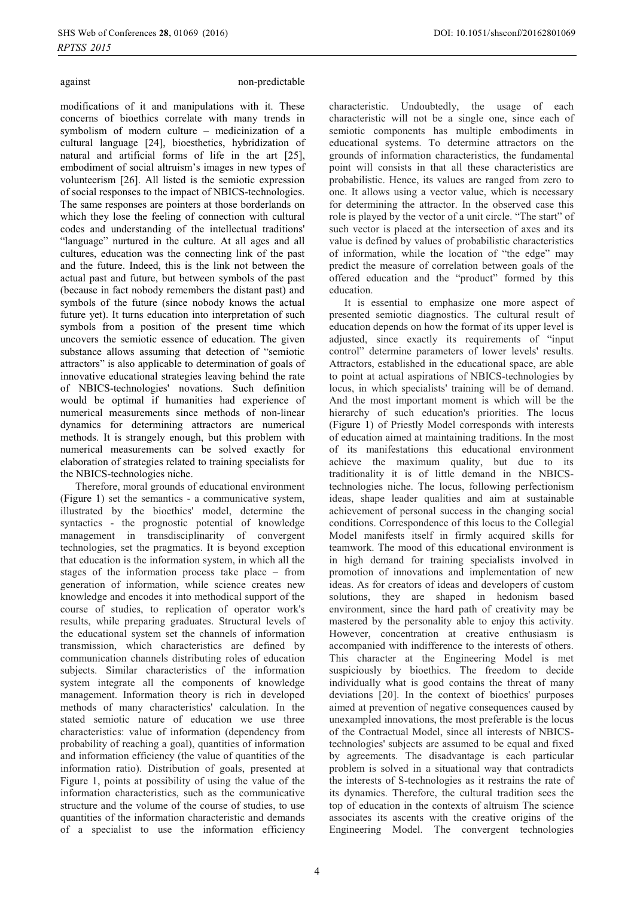against non-predictable modifications of it and manipulations with it. These concerns of bioethics correlate with many trends in symbolism of modern culture – medicinization of a cultural language [24], bioesthetics, hybridization of natural and artificial forms of life in the art [25], embodiment of social altruism's images in new types of volunteerism [26]. All listed is the semiotic expression of social responses to the impact of NBICS-technologies. The same responses are pointers at those borderlands on which they lose the feeling of connection with cultural codes and understanding of the intellectual traditions' "language" nurtured in the culture. At all ages and all cultures, education was the connecting link of the past and the future. Indeed, this is the link not between the actual past and future, but between symbols of the past (because in fact nobody remembers the distant past) and symbols of the future (since nobody knows the actual future yet). It turns education into interpretation of such symbols from a position of the present time which uncovers the semiotic essence of education. The given substance allows assuming that detection of "semiotic attractors" is also applicable to determination of goals of innovative educational strategies leaving behind the rate of NBICS-technologies' novations. Such definition would be optimal if humanities had experience of numerical measurements since methods of non-linear dynamics for determining attractors are numerical methods. It is strangely enough, but this problem with numerical measurements can be solved exactly for elaboration of strategies related to training specialists for the NBICS-technologies niche.

Therefore, moral grounds of educational environment (Figure 1) set the semantics - a communicative system, illustrated by the bioethics' model, determine the syntactics - the prognostic potential of knowledge management in transdisciplinarity of convergent technologies, set the pragmatics. It is beyond exception that education is the information system, in which all the stages of the information process take place – from generation of information, while science creates new knowledge and encodes it into methodical support of the course of studies, to replication of operator work's results, while preparing graduates. Structural levels of the educational system set the channels of information transmission, which characteristics are defined by communication channels distributing roles of education subjects. Similar characteristics of the information system integrate all the components of knowledge management. Information theory is rich in developed methods of many characteristics' calculation. In the stated semiotic nature of education we use three characteristics: value of information (dependency from probability of reaching a goal), quantities of information and information efficiency (the value of quantities of the information ratio). Distribution of goals, presented at Figure 1, points at possibility of using the value of the information characteristics, such as the communicative structure and the volume of the course of studies, to use quantities of the information characteristic and demands of a specialist to use the information efficiency characteristic. Undoubtedly, the usage of each characteristic will not be a single one, since each of semiotic components has multiple embodiments in educational systems. To determine attractors on the grounds of information characteristics, the fundamental point will consists in that all these characteristics are probabilistic. Hence, its values are ranged from zero to one. It allows using a vector value, which is necessary for determining the attractor. In the observed case this role is played by the vector of a unit circle. "The start" of such vector is placed at the intersection of axes and its value is defined by values of probabilistic characteristics of information, while the location of "the edge" may predict the measure of correlation between goals of the offered education and the "product" formed by this education.

It is essential to emphasize one more aspect of presented semiotic diagnostics. The cultural result of education depends on how the format of its upper level is adjusted, since exactly its requirements of "input control" determine parameters of lower levels' results. Attractors, established in the educational space, are able to point at actual aspirations of NBICS-technologies by locus, in which specialists' training will be of demand. And the most important moment is which will be the hierarchy of such education's priorities. The locus (Figure 1) of Priestly Model corresponds with interests of education aimed at maintaining traditions. In the most of its manifestations this educational environment achieve the maximum quality, but due to its traditionality it is of little demand in the NBICS-technologies niche. The locus, following perfectionism ideas, shape leader qualities and aim at sustainable achievement of personal success in the changing social conditions. Correspondence of this locus to the Collegial Model manifests itself in firmly acquired skills for teamwork. The mood of this educational environment is in high demand for training specialists involved in promotion of innovations and implementation of new ideas. As for creators of ideas and developers of custom solutions, they are shaped in hedonism based environment, since the hard path of creativity may be mastered by the personality able to enjoy this activity. However, concentration at creative enthusiasm is accompanied with indifference to the interests of others. This character at the Engineering Model is met suspiciously by bioethics. The freedom to decide individually what is good contains the threat of many deviations [20]. In the context of bioethics' purposes aimed at prevention of negative consequences caused by unexampled innovations, the most preferable is the locus of the Contractual Model, since all interests of NBICS-technologies' subjects are assumed to be equal and fixed by agreements. The disadvantage is each particular problem is solved in a situational way that contradicts the interests of S-technologies as it restrains the rate of its dynamics. Therefore, the cultural tradition sees the top of education in the contexts of altruism The science associates its ascents with the creative origins of the Engineering Model. The convergent technologies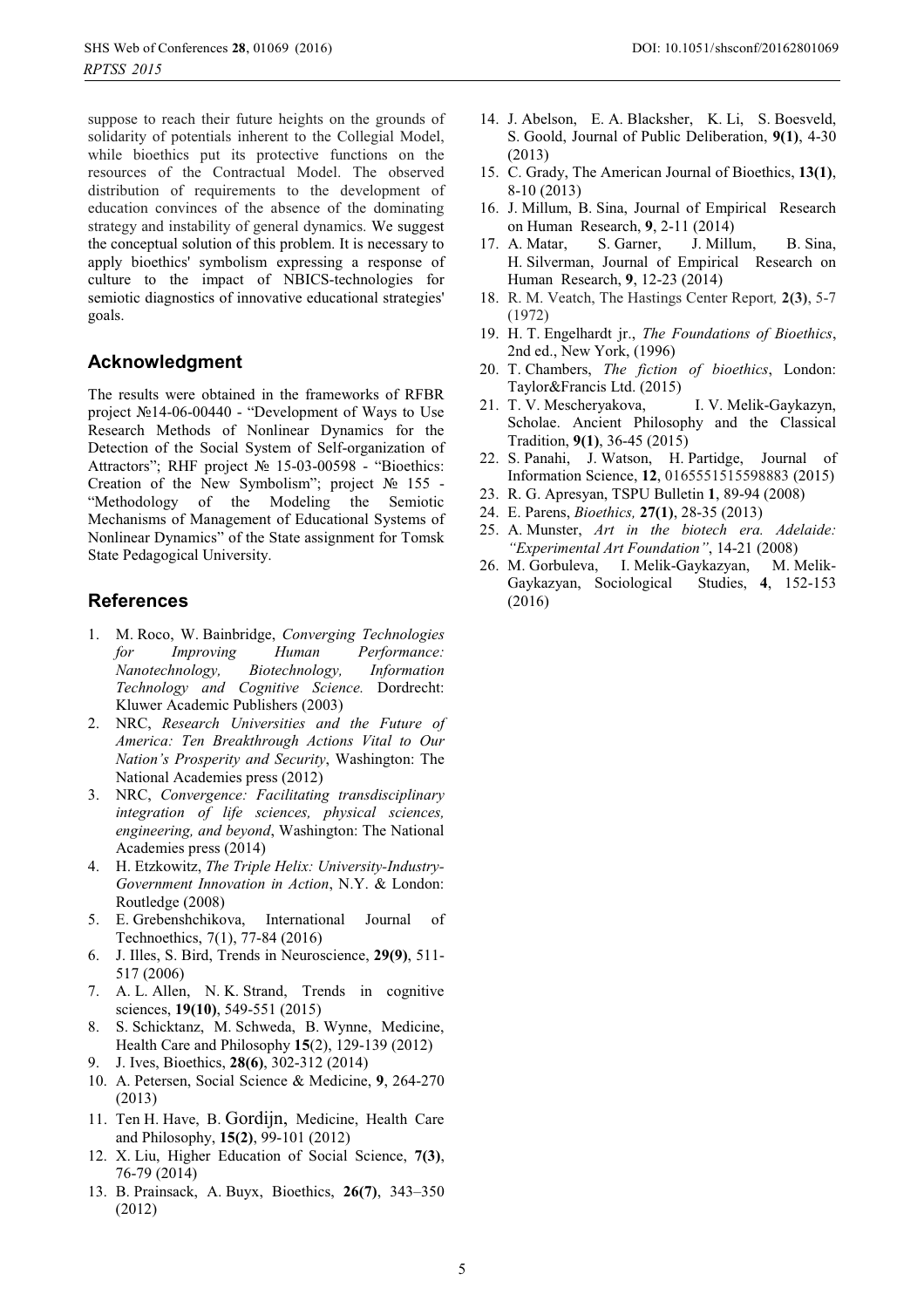suppose to reach their future heights on the grounds of solidarity of potentials inherent to the Collegial Model, while bioethics put its protective functions on the resources of the Contractual Model. The observed distribution of requirements to the development of education convinces of the absence of the dominating strategy and instability of general dynamics. We suggest the conceptual solution of this problem. It is necessary to apply bioethics' symbolism expressing a response of culture to the impact of NBICS-technologies for semiotic diagnostics of innovative educational strategies' goals.

## Acknowledgment

The results were obtained in the frameworks of RFBR project №14-06-00440 - "Development of Ways to Use Research Methods of Nonlinear Dynamics for the Detection of the Social System of Self-organization of Attractors"; RHF project № 15-03-00598 - "Bioethics: Creation of the New Symbolism"; project № 155 - "Methodology of the Modeling the Semiotic Mechanisms of Management of Educational Systems of Nonlinear Dynamics" of the State assignment for Tomsk State Pedagogical University.

## References

1. M. Roco, W. Bainbridge, *Converging Technologies for Improving Human Performance: Nanotechnology, Biotechnology, Information Technology and Cognitive Science.* Dordrecht: Kluwer Academic Publishers (2003)
2. NRC, *Research Universities and the Future of America: Ten Breakthrough Actions Vital to Our Nation's Prosperity and Security*, Washington: The National Academies press (2012)
3. NRC, *Convergence: Facilitating transdisciplinary integration of life sciences, physical sciences, engineering, and beyond*, Washington: The National Academies press (2014)
4. H. Etzkowitz, *The Triple Helix: University-Industry-Government Innovation in Action*, N.Y. & London: Routledge (2008)
5. E. Grebenshchikova, International Journal of Technoethics, 7(1), 77-84 (2016)
6. J. Illes, S. Bird, Trends in Neuroscience, **29(9)**, 511-517 (2006)
7. A. L. Allen, N. K. Strand, Trends in cognitive sciences, **19(10)**, 549-551 (2015)
8. S. Schicktanz, M. Schweda, B. Wynne, Medicine, Health Care and Philosophy **15**(2), 129-139 (2012)
9. J. Ives, Bioethics, **28(6)**, 302-312 (2014)
10. A. Petersen, Social Science & Medicine, **9**, 264-270 (2013)
11. Ten H. Have, B. Gordijn, Medicine, Health Care and Philosophy, **15(2)**, 99-101 (2012)
12. X. Liu, Higher Education of Social Science, **7(3)**, 76-79 (2014)
13. B. Prainsack, A. Buyx, Bioethics, **26(7)**, 343–350 (2012)
14. J. Abelson, E. A. Blacksher, K. Li, S. Boesveld, S. Goold, Journal of Public Deliberation, **9(1)**, 4-30 (2013)
15. C. Grady, The American Journal of Bioethics, **13(1)**, 8-10 (2013)
16. J. Millum, B. Sina, Journal of Empirical Research on Human Research, **9**, 2-11 (2014)
17. A. Matar, S. Garner, J. Millum, B. Sina, H. Silverman, Journal of Empirical Research on Human Research, **9**, 12-23 (2014)
18. R. M. Veatch, The Hastings Center Report*,* **2(3)**, 5-7 (1972)
19. H. T. Engelhardt jr., *The Foundations of Bioethics*, 2nd ed., New York, (1996)
20. T. Chambers, *The fiction of bioethics*, London: Taylor&Francis Ltd. (2015)
21. T. V. Mescheryakova, I. V. Melik-Gaykazyn, Scholae. Ancient Philosophy and the Classical Tradition, **9(1)**, 36-45 (2015)
22. S. Panahi, J. Watson, H. Partidge, Journal of Information Science, **12**, 0165551515598883 (2015)
23. R. G. Apresyan, TSPU Bulletin **1**, 89-94 (2008)
24. E. Parens, *Bioethics,* **27(1)**, 28-35 (2013)
25. A. Munster, *Art in the biotech era. Adelaide: "Experimental Art Foundation"*, 14-21 (2008)
26. M. Gorbuleva, I. Melik-Gaykazyan, M. Melik-Gaykazyan, Sociological Studies, **4**, 152-153 (2016)